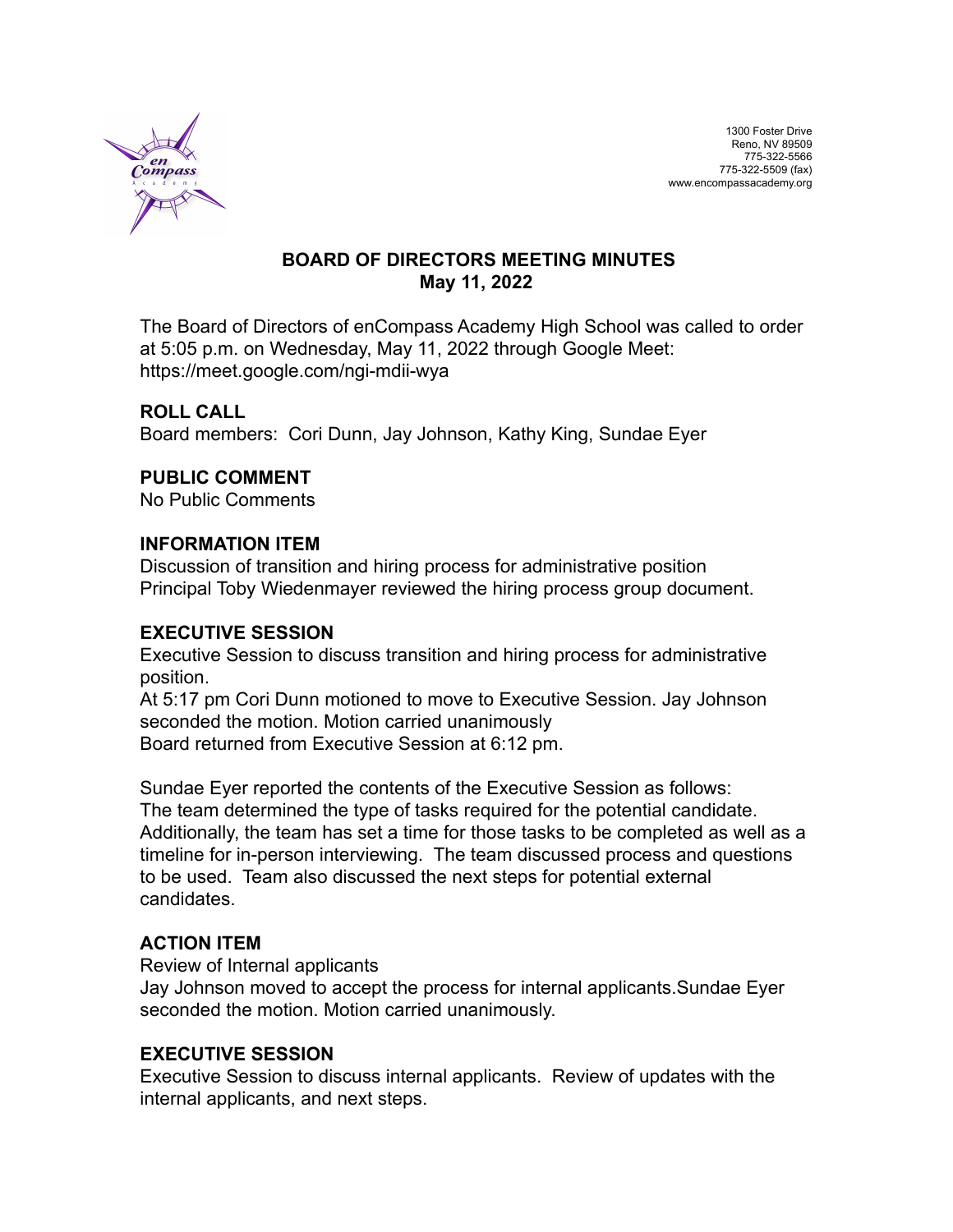1300 Foster Drive
Reno, NV 89509
775-322-5566
775-322-5509 (fax)
www.encompassacademy.org

# BOARD OF DIRECTORS MEETING MINUTES
## May 11, 2022

The Board of Directors of enCompass Academy High School was called to order at 5:05 p.m. on Wednesday, May 11, 2022 through Google Meet: https://meet.google.com/ngi-mdii-wya

### ROLL CALL

Board members: Cori Dunn, Jay Johnson, Kathy King, Sundae Eyer

### PUBLIC COMMENT

No Public Comments

### INFORMATION ITEM

Discussion of transition and hiring process for administrative position
Principal Toby Wiedenmayer reviewed the hiring process group document.

### EXECUTIVE SESSION

Executive Session to discuss transition and hiring process for administrative position.
At 5:17 pm Cori Dunn motioned to move to Executive Session. Jay Johnson seconded the motion. Motion carried unanimously
Board returned from Executive Session at 6:12 pm.

Sundae Eyer reported the contents of the Executive Session as follows: The team determined the type of tasks required for the potential candidate. Additionally, the team has set a time for those tasks to be completed as well as a timeline for in-person interviewing. The team discussed process and questions to be used. Team also discussed the next steps for potential external candidates.

### ACTION ITEM

Review of Internal applicants
Jay Johnson moved to accept the process for internal applicants.Sundae Eyer seconded the motion. Motion carried unanimously.

### EXECUTIVE SESSION

Executive Session to discuss internal applicants. Review of updates with the internal applicants, and next steps.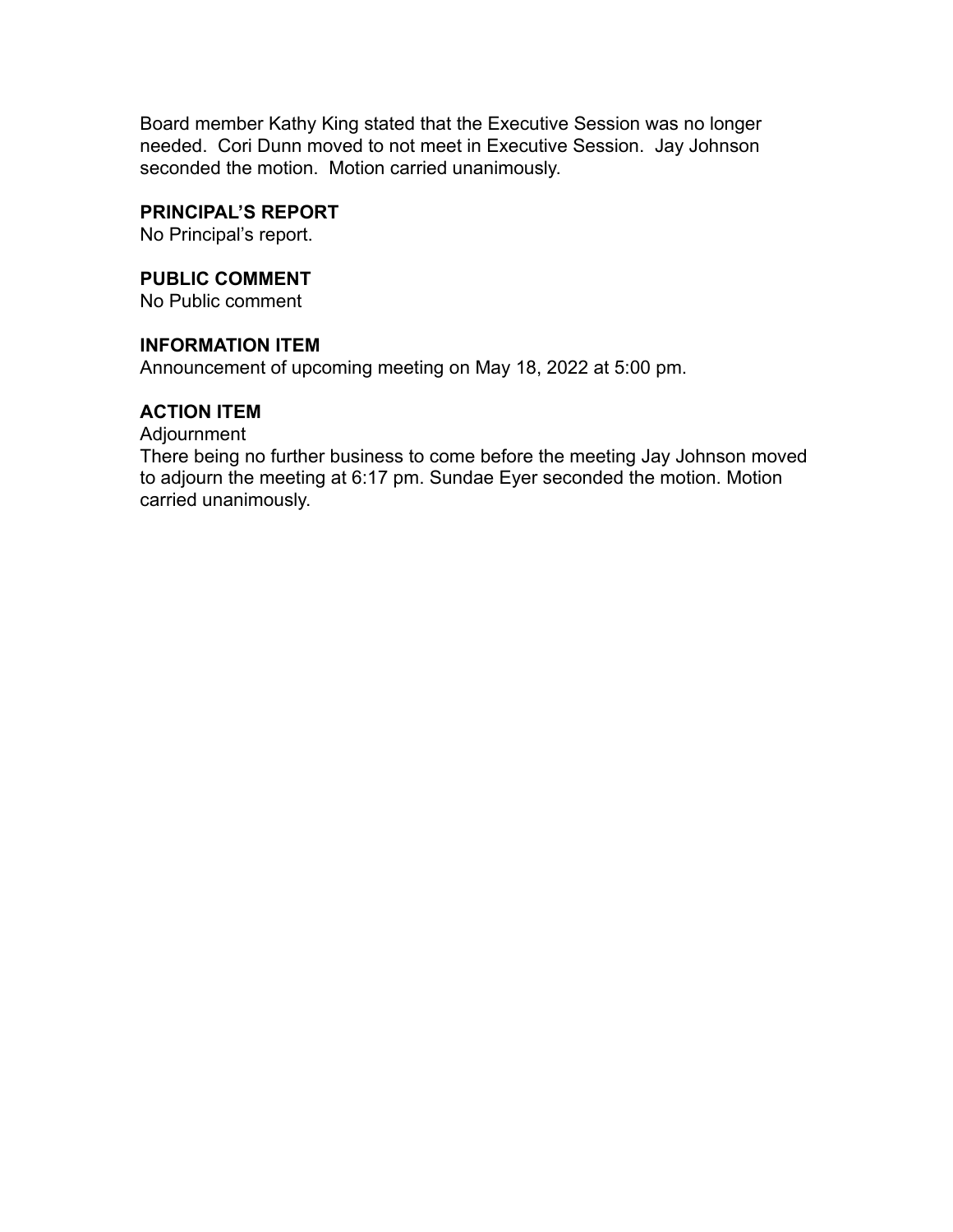Board member Kathy King stated that the Executive Session was no longer needed. Cori Dunn moved to not meet in Executive Session. Jay Johnson seconded the motion. Motion carried unanimously.

**PRINCIPAL'S REPORT**
No Principal's report.

**PUBLIC COMMENT**
No Public comment

**INFORMATION ITEM**
Announcement of upcoming meeting on May 18, 2022 at 5:00 pm.

**ACTION ITEM**
Adjournment
There being no further business to come before the meeting Jay Johnson moved to adjourn the meeting at 6:17 pm. Sundae Eyer seconded the motion. Motion carried unanimously.